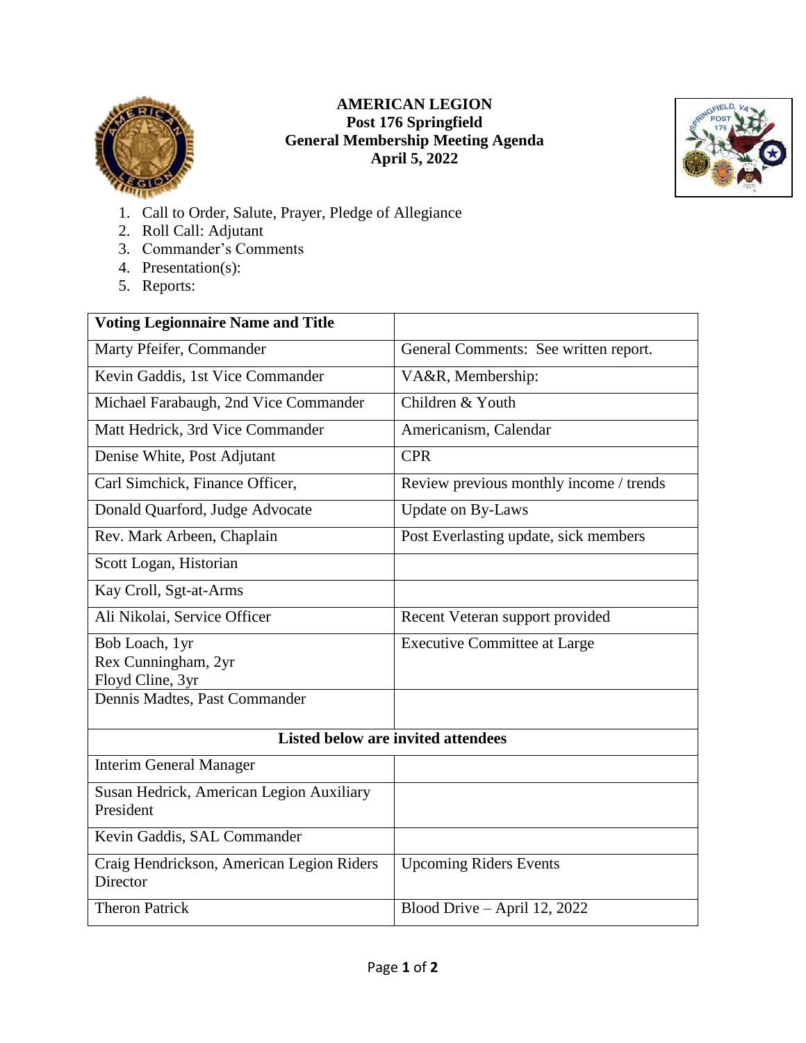# AMERICAN LEGION
## Post 176 Springfield
## General Membership Meeting Agenda
## April 5, 2022

1. Call to Order, Salute, Prayer, Pledge of Allegiance
2. Roll Call: Adjutant
3. Commander's Comments
4. Presentation(s):
5. Reports:

| **Voting Legionnaire Name and Title** | |
|---|---|
| Marty Pfeifer, Commander | General Comments: See written report. |
| Kevin Gaddis, 1st Vice Commander | VA&R, Membership: |
| Michael Farabaugh, 2nd Vice Commander | Children & Youth |
| Matt Hedrick, 3rd Vice Commander | Americanism, Calendar |
| Denise White, Post Adjutant | CPR |
| Carl Simchick, Finance Officer, | Review previous monthly income / trends |
| Donald Quarford, Judge Advocate | Update on By-Laws |
| Rev. Mark Arbeen, Chaplain | Post Everlasting update, sick members |
| Scott Logan, Historian | |
| Kay Croll, Sgt-at-Arms | |
| Ali Nikolai, Service Officer | Recent Veteran support provided |
| Bob Loach, 1yr<br>Rex Cunningham, 2yr<br>Floyd Cline, 3yr | Executive Committee at Large |
| Dennis Madtes, Past Commander | |
| **Listed below are invited attendees** | |
| Interim General Manager | |
| Susan Hedrick, American Legion Auxiliary President | |
| Kevin Gaddis, SAL Commander | |
| Craig Hendrickson, American Legion Riders Director | Upcoming Riders Events |
| Theron Patrick | Blood Drive – April 12, 2022 |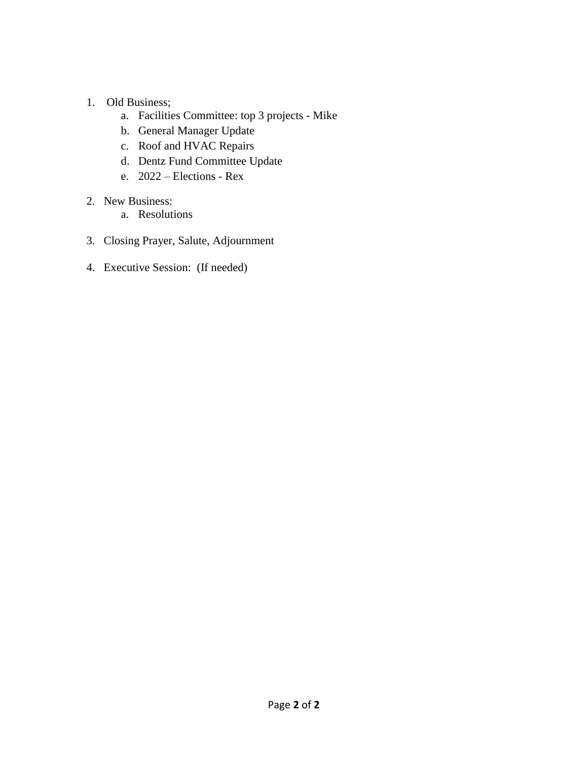1. Old Business;
    a. Facilities Committee: top 3 projects - Mike
    b. General Manager Update
    c. Roof and HVAC Repairs
    d. Dentz Fund Committee Update
    e. 2022 – Elections - Rex

2. New Business:
    a. Resolutions

3. Closing Prayer, Salute, Adjournment

4. Executive Session: (If needed)